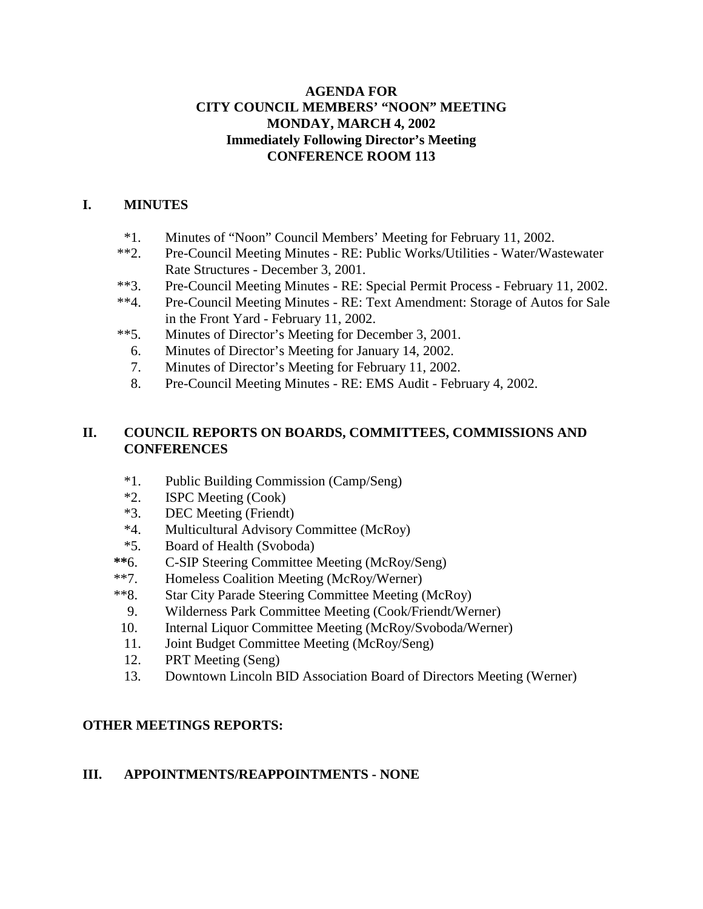# AGENDA FOR
# CITY COUNCIL MEMBERS' "NOON" MEETING
# MONDAY, MARCH 4, 2002
# Immediately Following Director's Meeting
# CONFERENCE ROOM 113

## I. MINUTES

*1. Minutes of "Noon" Council Members' Meeting for February 11, 2002.
**2. Pre-Council Meeting Minutes - RE: Public Works/Utilities - Water/Wastewater Rate Structures - December 3, 2001.
**3. Pre-Council Meeting Minutes - RE: Special Permit Process - February 11, 2002.
**4. Pre-Council Meeting Minutes - RE: Text Amendment: Storage of Autos for Sale in the Front Yard - February 11, 2002.
**5. Minutes of Director's Meeting for December 3, 2001.
6. Minutes of Director's Meeting for January 14, 2002.
7. Minutes of Director's Meeting for February 11, 2002.
8. Pre-Council Meeting Minutes - RE: EMS Audit - February 4, 2002.

## II. COUNCIL REPORTS ON BOARDS, COMMITTEES, COMMISSIONS AND CONFERENCES

*1. Public Building Commission (Camp/Seng)
*2. ISPC Meeting (Cook)
*3. DEC Meeting (Friendt)
*4. Multicultural Advisory Committee (McRoy)
*5. Board of Health (Svoboda)
**6. C-SIP Steering Committee Meeting (McRoy/Seng)
**7. Homeless Coalition Meeting (McRoy/Werner)
**8. Star City Parade Steering Committee Meeting (McRoy)
9. Wilderness Park Committee Meeting (Cook/Friendt/Werner)
10. Internal Liquor Committee Meeting (McRoy/Svoboda/Werner)
11. Joint Budget Committee Meeting (McRoy/Seng)
12. PRT Meeting (Seng)
13. Downtown Lincoln BID Association Board of Directors Meeting (Werner)

## OTHER MEETINGS REPORTS:

## III. APPOINTMENTS/REAPPOINTMENTS - NONE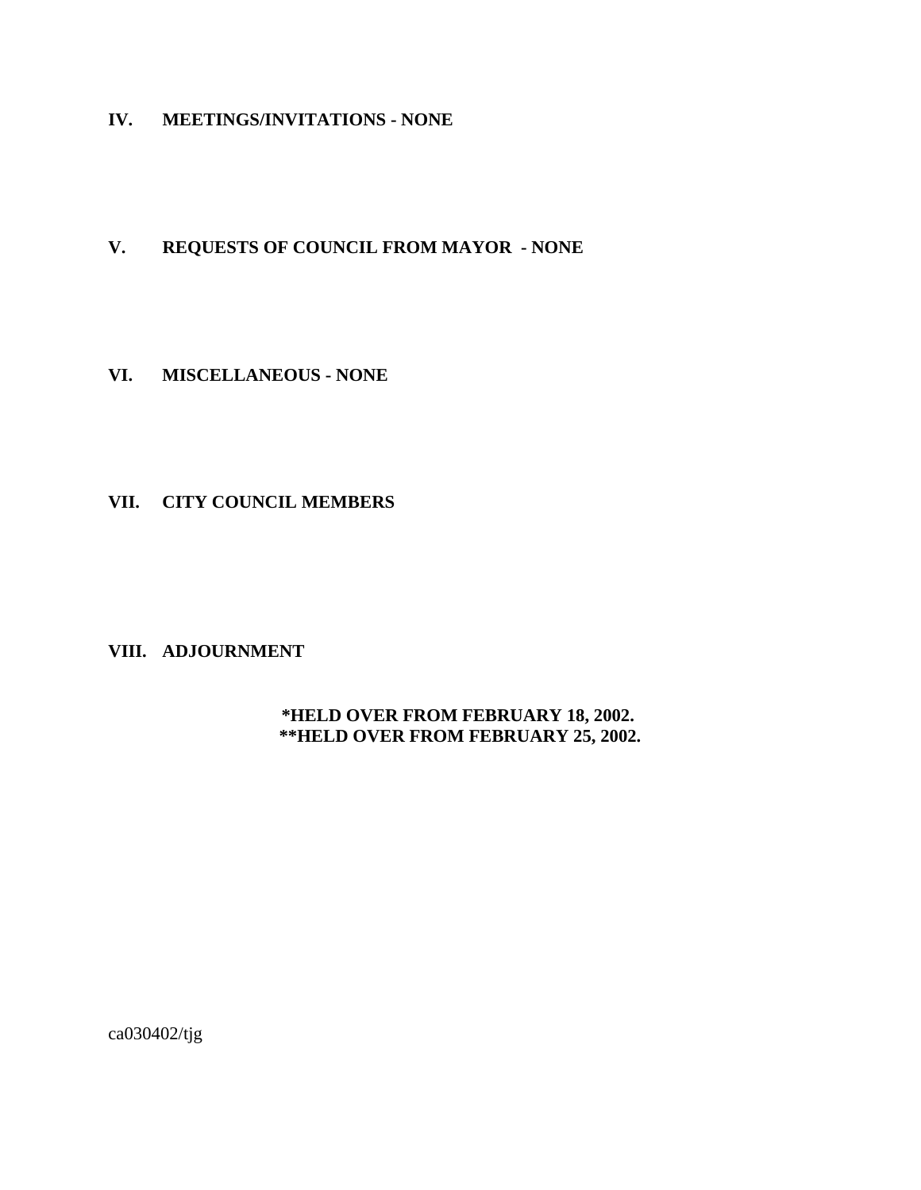**IV. MEETINGS/INVITATIONS - NONE**

**V. REQUESTS OF COUNCIL FROM MAYOR - NONE**

**VI. MISCELLANEOUS - NONE**

**VII. CITY COUNCIL MEMBERS**

**VIII. ADJOURNMENT**

**\*HELD OVER FROM FEBRUARY 18, 2002.**
**\*\*HELD OVER FROM FEBRUARY 25, 2002.**

ca030402/tjg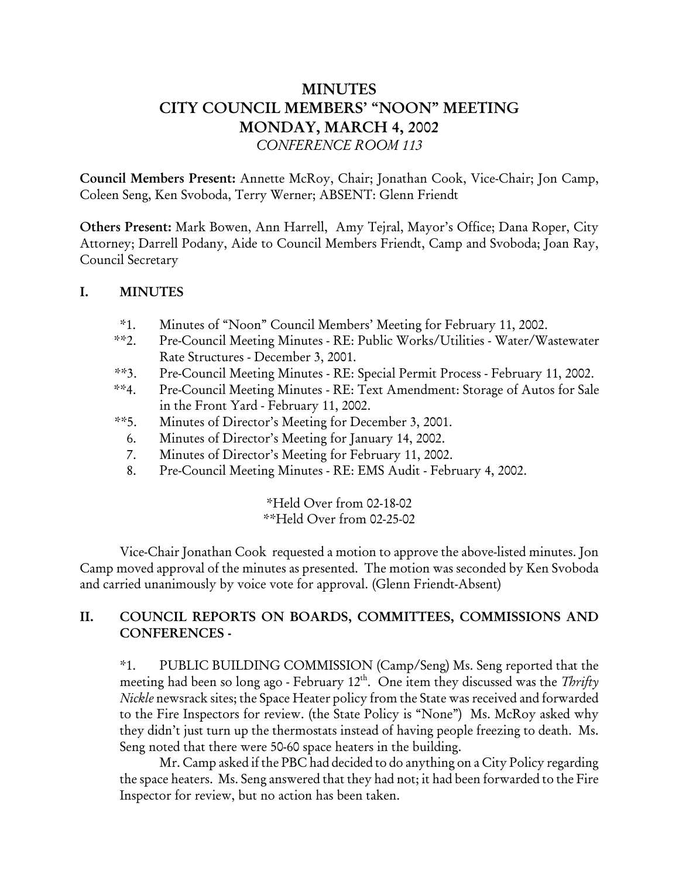# MINUTES
# CITY COUNCIL MEMBERS' "NOON" MEETING
# MONDAY, MARCH 4, 2002
*CONFERENCE ROOM 113*

**Council Members Present:** Annette McRoy, Chair; Jonathan Cook, Vice-Chair; Jon Camp, Coleen Seng, Ken Svoboda, Terry Werner; ABSENT: Glenn Friendt

**Others Present:** Mark Bowen, Ann Harrell, Amy Tejral, Mayor's Office; Dana Roper, City Attorney; Darrell Podany, Aide to Council Members Friendt, Camp and Svoboda; Joan Ray, Council Secretary

## I. MINUTES

*1. Minutes of "Noon" Council Members' Meeting for February 11, 2002.

**2. Pre-Council Meeting Minutes - RE: Public Works/Utilities - Water/Wastewater Rate Structures - December 3, 2001.

**3. Pre-Council Meeting Minutes - RE: Special Permit Process - February 11, 2002.

**4. Pre-Council Meeting Minutes - RE: Text Amendment: Storage of Autos for Sale in the Front Yard - February 11, 2002.

**5. Minutes of Director's Meeting for December 3, 2001.

6. Minutes of Director's Meeting for January 14, 2002.

7. Minutes of Director's Meeting for February 11, 2002.

8. Pre-Council Meeting Minutes - RE: EMS Audit - February 4, 2002.

*Held Over from 02-18-02
**Held Over from 02-25-02

Vice-Chair Jonathan Cook requested a motion to approve the above-listed minutes. Jon Camp moved approval of the minutes as presented. The motion was seconded by Ken Svoboda and carried unanimously by voice vote for approval. (Glenn Friendt-Absent)

## II. COUNCIL REPORTS ON BOARDS, COMMITTEES, COMMISSIONS AND CONFERENCES -

*1. PUBLIC BUILDING COMMISSION (Camp/Seng) Ms. Seng reported that the meeting had been so long ago - February 12th. One item they discussed was the *Thrifty Nickle* newsrack sites; the Space Heater policy from the State was received and forwarded to the Fire Inspectors for review. (the State Policy is "None") Ms. McRoy asked why they didn't just turn up the thermostats instead of having people freezing to death. Ms. Seng noted that there were 50-60 space heaters in the building.

Mr. Camp asked if the PBC had decided to do anything on a City Policy regarding the space heaters. Ms. Seng answered that they had not; it had been forwarded to the Fire Inspector for review, but no action has been taken.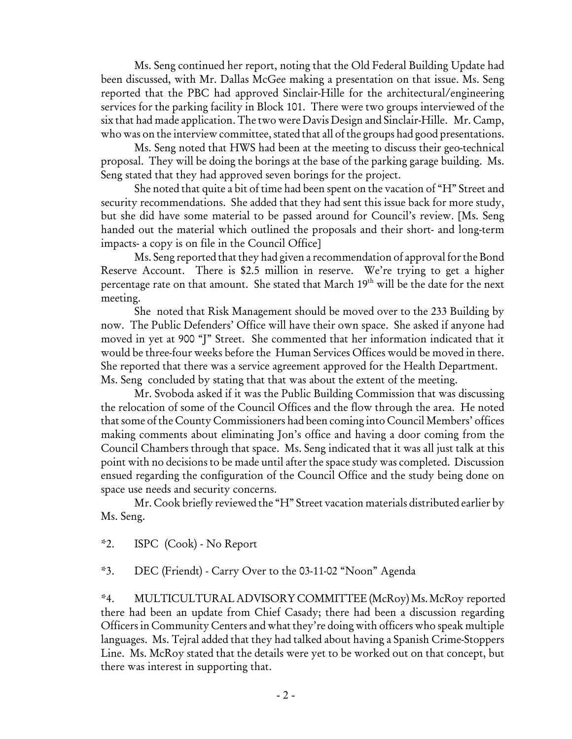Ms. Seng continued her report, noting that the Old Federal Building Update had been discussed, with Mr. Dallas McGee making a presentation on that issue. Ms. Seng reported that the PBC had approved Sinclair-Hille for the architectural/engineering services for the parking facility in Block 101. There were two groups interviewed of the six that had made application. The two were Davis Design and Sinclair-Hille. Mr. Camp, who was on the interview committee, stated that all of the groups had good presentations.

Ms. Seng noted that HWS had been at the meeting to discuss their geo-technical proposal. They will be doing the borings at the base of the parking garage building. Ms. Seng stated that they had approved seven borings for the project.

She noted that quite a bit of time had been spent on the vacation of "H" Street and security recommendations. She added that they had sent this issue back for more study, but she did have some material to be passed around for Council's review. [Ms. Seng handed out the material which outlined the proposals and their short- and long-term impacts- a copy is on file in the Council Office]

Ms. Seng reported that they had given a recommendation of approval for the Bond Reserve Account. There is \$2.5 million in reserve. We're trying to get a higher percentage rate on that amount. She stated that March 19th will be the date for the next meeting.

She noted that Risk Management should be moved over to the 233 Building by now. The Public Defenders' Office will have their own space. She asked if anyone had moved in yet at 900 "J" Street. She commented that her information indicated that it would be three-four weeks before the Human Services Offices would be moved in there. She reported that there was a service agreement approved for the Health Department. Ms. Seng concluded by stating that that was about the extent of the meeting.

Mr. Svoboda asked if it was the Public Building Commission that was discussing the relocation of some of the Council Offices and the flow through the area. He noted that some of the County Commissioners had been coming into Council Members' offices making comments about eliminating Jon's office and having a door coming from the Council Chambers through that space. Ms. Seng indicated that it was all just talk at this point with no decisions to be made until after the space study was completed. Discussion ensued regarding the configuration of the Council Office and the study being done on space use needs and security concerns.

Mr. Cook briefly reviewed the "H" Street vacation materials distributed earlier by Ms. Seng.

*2. ISPC (Cook) - No Report

*3. DEC (Friendt) - Carry Over to the 03-11-02 "Noon" Agenda

*4. MULTICULTURAL ADVISORY COMMITTEE (McRoy) Ms. McRoy reported there had been an update from Chief Casady; there had been a discussion regarding Officers in Community Centers and what they're doing with officers who speak multiple languages. Ms. Tejral added that they had talked about having a Spanish Crime-Stoppers Line. Ms. McRoy stated that the details were yet to be worked out on that concept, but there was interest in supporting that.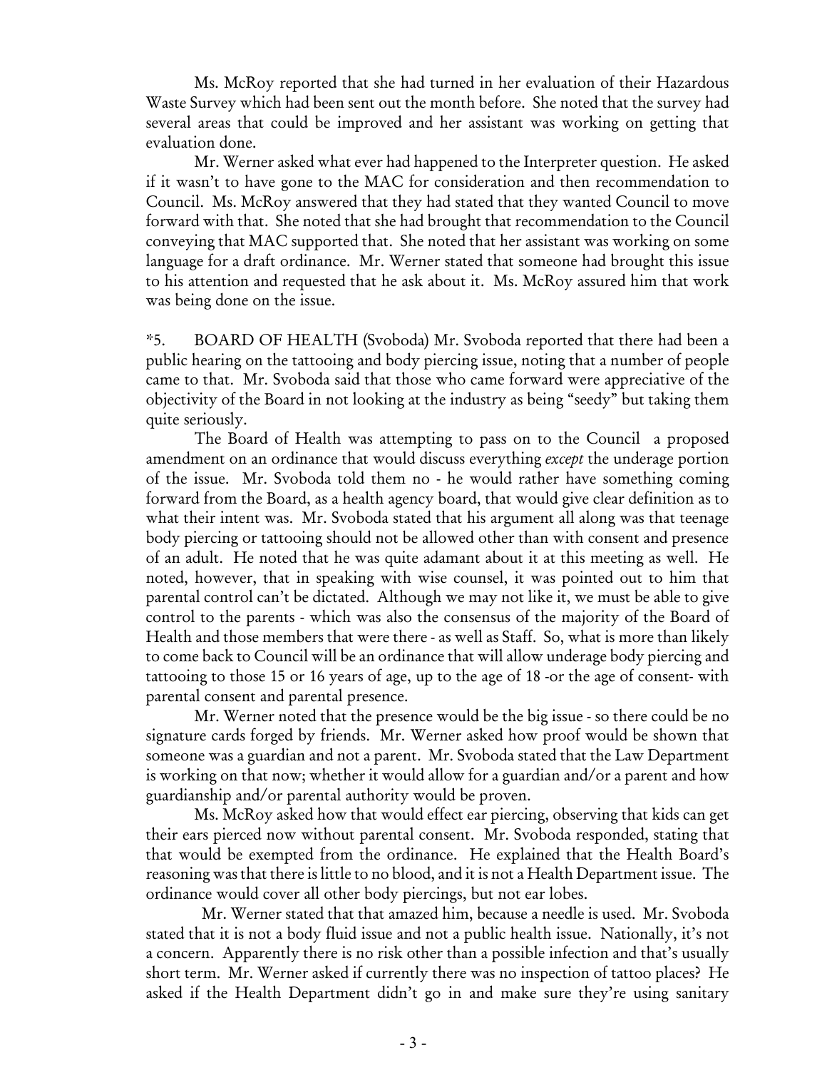Ms. McRoy reported that she had turned in her evaluation of their Hazardous Waste Survey which had been sent out the month before. She noted that the survey had several areas that could be improved and her assistant was working on getting that evaluation done.

Mr. Werner asked what ever had happened to the Interpreter question. He asked if it wasn't to have gone to the MAC for consideration and then recommendation to Council. Ms. McRoy answered that they had stated that they wanted Council to move forward with that. She noted that she had brought that recommendation to the Council conveying that MAC supported that. She noted that her assistant was working on some language for a draft ordinance. Mr. Werner stated that someone had brought this issue to his attention and requested that he ask about it. Ms. McRoy assured him that work was being done on the issue.

*5. BOARD OF HEALTH (Svoboda) Mr. Svoboda reported that there had been a public hearing on the tattooing and body piercing issue, noting that a number of people came to that. Mr. Svoboda said that those who came forward were appreciative of the objectivity of the Board in not looking at the industry as being "seedy" but taking them quite seriously.

The Board of Health was attempting to pass on to the Council a proposed amendment on an ordinance that would discuss everything *except* the underage portion of the issue. Mr. Svoboda told them no - he would rather have something coming forward from the Board, as a health agency board, that would give clear definition as to what their intent was. Mr. Svoboda stated that his argument all along was that teenage body piercing or tattooing should not be allowed other than with consent and presence of an adult. He noted that he was quite adamant about it at this meeting as well. He noted, however, that in speaking with wise counsel, it was pointed out to him that parental control can't be dictated. Although we may not like it, we must be able to give control to the parents - which was also the consensus of the majority of the Board of Health and those members that were there - as well as Staff. So, what is more than likely to come back to Council will be an ordinance that will allow underage body piercing and tattooing to those 15 or 16 years of age, up to the age of 18 -or the age of consent- with parental consent and parental presence.

Mr. Werner noted that the presence would be the big issue - so there could be no signature cards forged by friends. Mr. Werner asked how proof would be shown that someone was a guardian and not a parent. Mr. Svoboda stated that the Law Department is working on that now; whether it would allow for a guardian and/or a parent and how guardianship and/or parental authority would be proven.

Ms. McRoy asked how that would effect ear piercing, observing that kids can get their ears pierced now without parental consent. Mr. Svoboda responded, stating that that would be exempted from the ordinance. He explained that the Health Board's reasoning was that there is little to no blood, and it is not a Health Department issue. The ordinance would cover all other body piercings, but not ear lobes.

Mr. Werner stated that that amazed him, because a needle is used. Mr. Svoboda stated that it is not a body fluid issue and not a public health issue. Nationally, it's not a concern. Apparently there is no risk other than a possible infection and that's usually short term. Mr. Werner asked if currently there was no inspection of tattoo places? He asked if the Health Department didn't go in and make sure they're using sanitary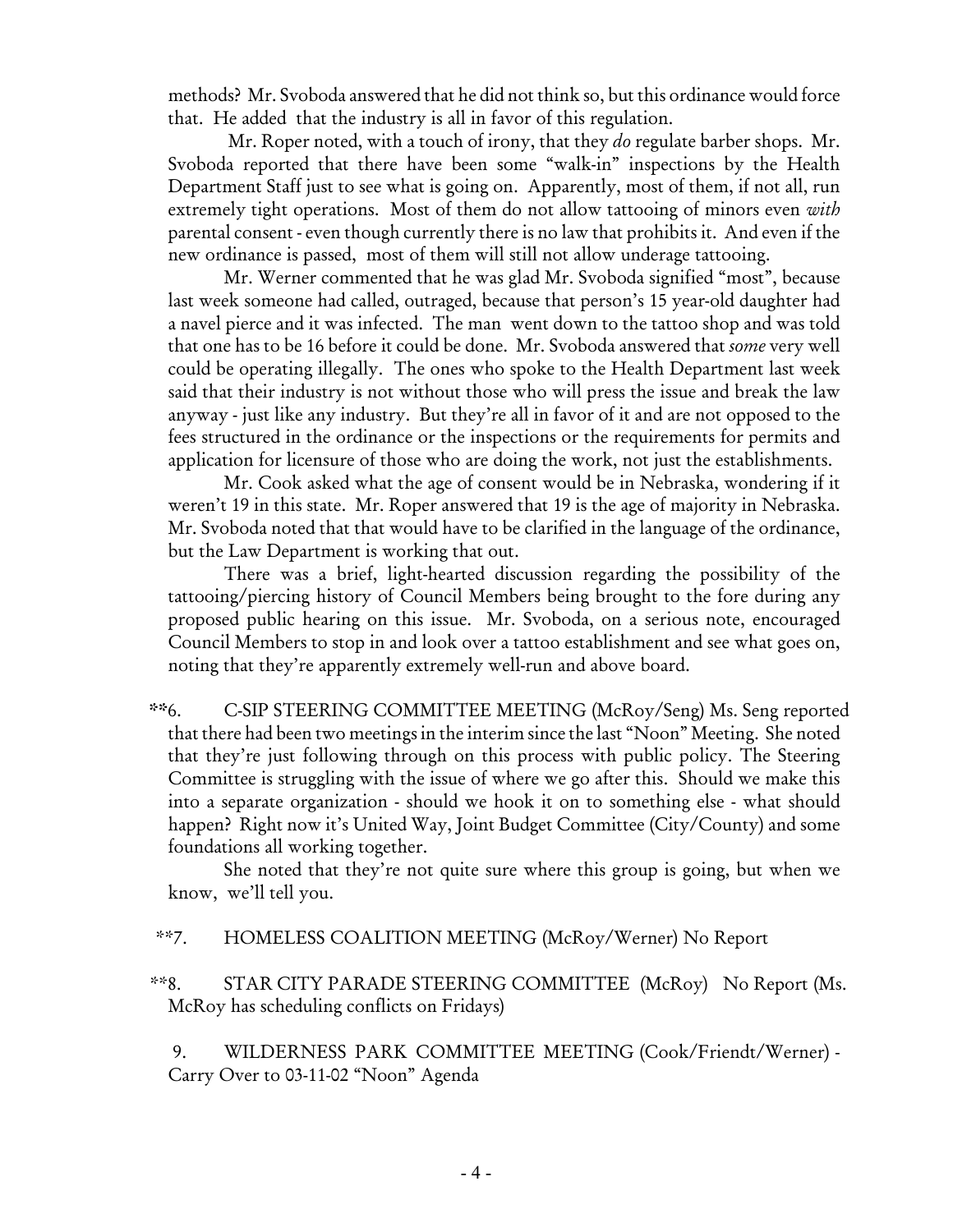methods? Mr. Svoboda answered that he did not think so, but this ordinance would force that. He added that the industry is all in favor of this regulation.

Mr. Roper noted, with a touch of irony, that they *do* regulate barber shops. Mr. Svoboda reported that there have been some "walk-in" inspections by the Health Department Staff just to see what is going on. Apparently, most of them, if not all, run extremely tight operations. Most of them do not allow tattooing of minors even *with* parental consent - even though currently there is no law that prohibits it. And even if the new ordinance is passed, most of them will still not allow underage tattooing.

Mr. Werner commented that he was glad Mr. Svoboda signified "most", because last week someone had called, outraged, because that person's 15 year-old daughter had a navel pierce and it was infected. The man went down to the tattoo shop and was told that one has to be 16 before it could be done. Mr. Svoboda answered that *some* very well could be operating illegally. The ones who spoke to the Health Department last week said that their industry is not without those who will press the issue and break the law anyway - just like any industry. But they're all in favor of it and are not opposed to the fees structured in the ordinance or the inspections or the requirements for permits and application for licensure of those who are doing the work, not just the establishments.

Mr. Cook asked what the age of consent would be in Nebraska, wondering if it weren't 19 in this state. Mr. Roper answered that 19 is the age of majority in Nebraska. Mr. Svoboda noted that that would have to be clarified in the language of the ordinance, but the Law Department is working that out.

There was a brief, light-hearted discussion regarding the possibility of the tattooing/piercing history of Council Members being brought to the fore during any proposed public hearing on this issue. Mr. Svoboda, on a serious note, encouraged Council Members to stop in and look over a tattoo establishment and see what goes on, noting that they're apparently extremely well-run and above board.

**6. C-SIP STEERING COMMITTEE MEETING (McRoy/Seng) Ms. Seng reported that there had been two meetings in the interim since the last "Noon" Meeting. She noted that they're just following through on this process with public policy. The Steering Committee is struggling with the issue of where we go after this. Should we make this into a separate organization - should we hook it on to something else - what should happen? Right now it's United Way, Joint Budget Committee (City/County) and some foundations all working together.

She noted that they're not quite sure where this group is going, but when we know, we'll tell you.

**7. HOMELESS COALITION MEETING (McRoy/Werner) No Report

**8. STAR CITY PARADE STEERING COMMITTEE (McRoy) No Report (Ms. McRoy has scheduling conflicts on Fridays)

9. WILDERNESS PARK COMMITTEE MEETING (Cook/Friendt/Werner) - Carry Over to 03-11-02 "Noon" Agenda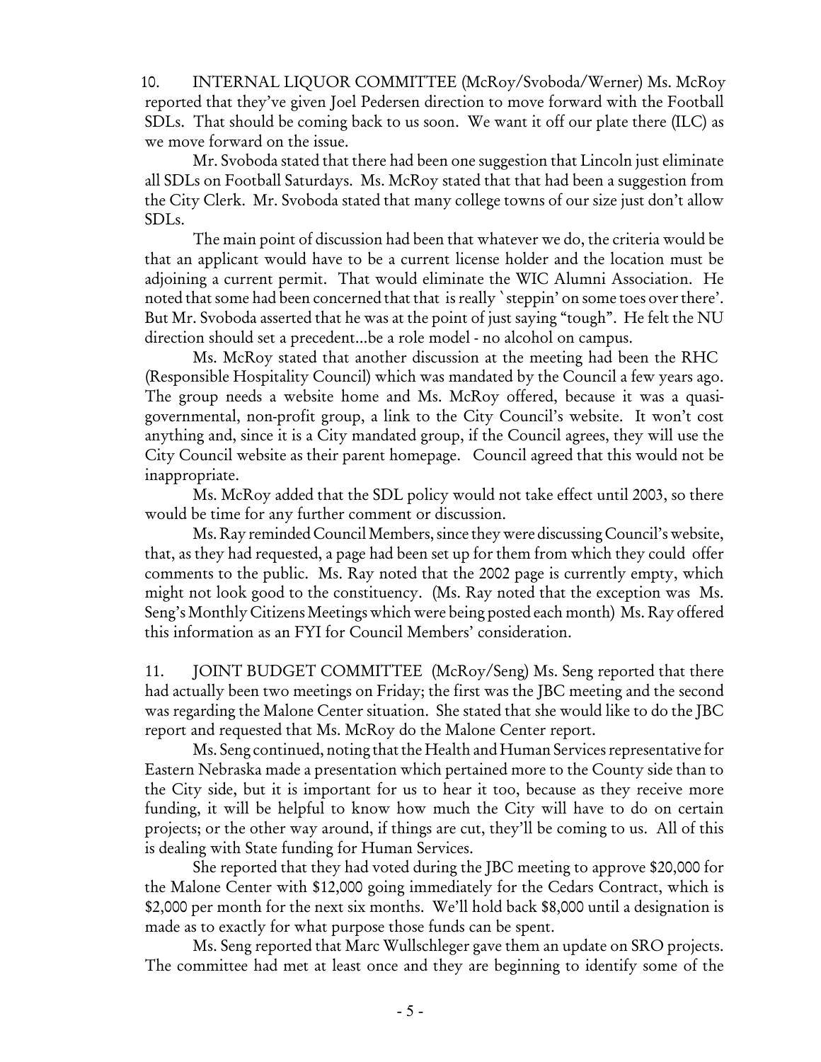10. INTERNAL LIQUOR COMMITTEE (McRoy/Svoboda/Werner) Ms. McRoy reported that they've given Joel Pedersen direction to move forward with the Football SDLs. That should be coming back to us soon. We want it off our plate there (ILC) as we move forward on the issue.

Mr. Svoboda stated that there had been one suggestion that Lincoln just eliminate all SDLs on Football Saturdays. Ms. McRoy stated that that had been a suggestion from the City Clerk. Mr. Svoboda stated that many college towns of our size just don't allow SDLs.

The main point of discussion had been that whatever we do, the criteria would be that an applicant would have to be a current license holder and the location must be adjoining a current permit. That would eliminate the WIC Alumni Association. He noted that some had been concerned that that is really `steppin' on some toes over there'. But Mr. Svoboda asserted that he was at the point of just saying "tough". He felt the NU direction should set a precedent...be a role model - no alcohol on campus.

Ms. McRoy stated that another discussion at the meeting had been the RHC (Responsible Hospitality Council) which was mandated by the Council a few years ago. The group needs a website home and Ms. McRoy offered, because it was a quasi-governmental, non-profit group, a link to the City Council's website. It won't cost anything and, since it is a City mandated group, if the Council agrees, they will use the City Council website as their parent homepage. Council agreed that this would not be inappropriate.

Ms. McRoy added that the SDL policy would not take effect until 2003, so there would be time for any further comment or discussion.

Ms. Ray reminded Council Members, since they were discussing Council's website, that, as they had requested, a page had been set up for them from which they could offer comments to the public. Ms. Ray noted that the 2002 page is currently empty, which might not look good to the constituency. (Ms. Ray noted that the exception was Ms. Seng's Monthly Citizens Meetings which were being posted each month) Ms. Ray offered this information as an FYI for Council Members' consideration.

11. JOINT BUDGET COMMITTEE (McRoy/Seng) Ms. Seng reported that there had actually been two meetings on Friday; the first was the JBC meeting and the second was regarding the Malone Center situation. She stated that she would like to do the JBC report and requested that Ms. McRoy do the Malone Center report.

Ms. Seng continued, noting that the Health and Human Services representative for Eastern Nebraska made a presentation which pertained more to the County side than to the City side, but it is important for us to hear it too, because as they receive more funding, it will be helpful to know how much the City will have to do on certain projects; or the other way around, if things are cut, they'll be coming to us. All of this is dealing with State funding for Human Services.

She reported that they had voted during the JBC meeting to approve $20,000 for the Malone Center with $12,000 going immediately for the Cedars Contract, which is $2,000 per month for the next six months. We'll hold back $8,000 until a designation is made as to exactly for what purpose those funds can be spent.

Ms. Seng reported that Marc Wullschleger gave them an update on SRO projects. The committee had met at least once and they are beginning to identify some of the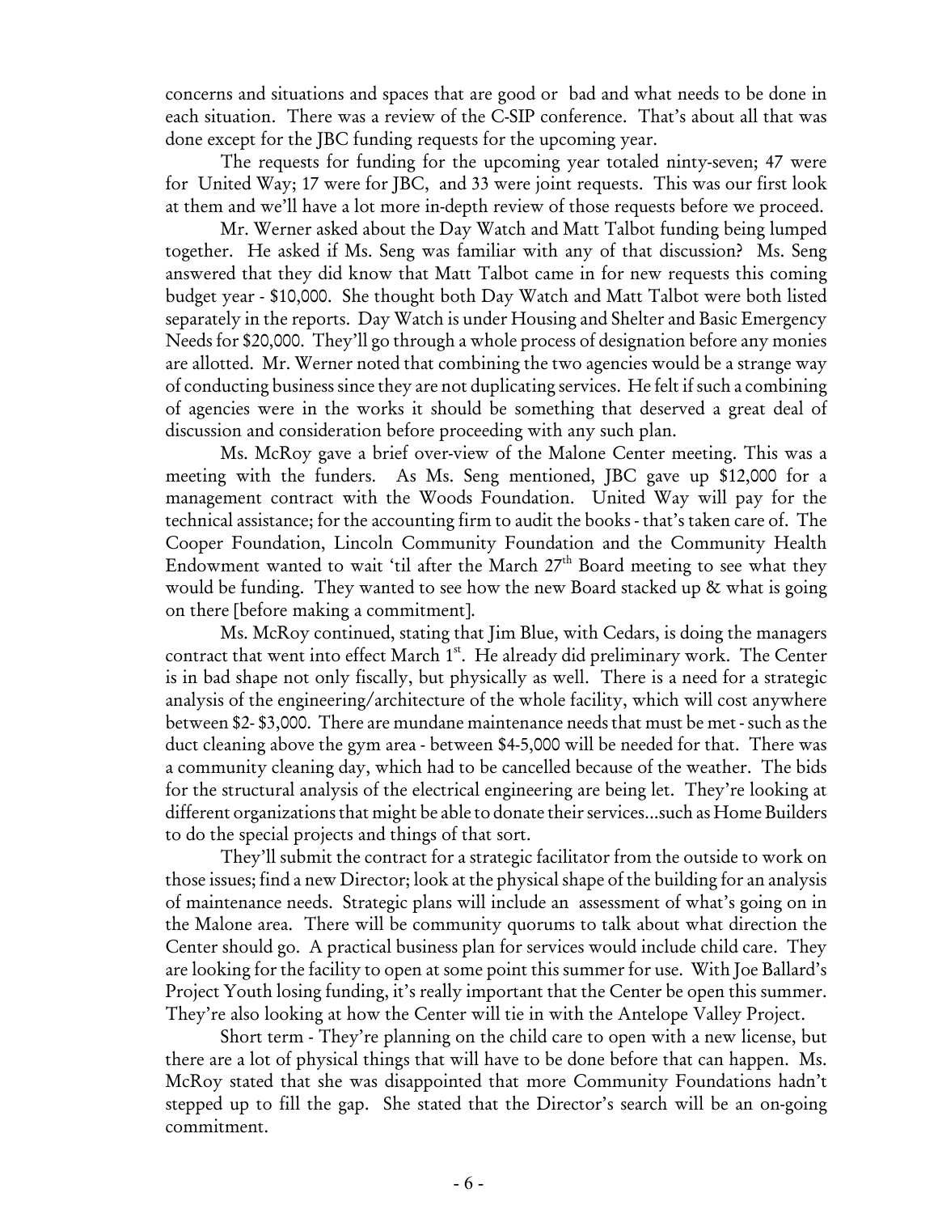concerns and situations and spaces that are good or bad and what needs to be done in each situation. There was a review of the C-SIP conference. That's about all that was done except for the JBC funding requests for the upcoming year.

The requests for funding for the upcoming year totaled ninty-seven; 47 were for United Way; 17 were for JBC, and 33 were joint requests. This was our first look at them and we'll have a lot more in-depth review of those requests before we proceed.

Mr. Werner asked about the Day Watch and Matt Talbot funding being lumped together. He asked if Ms. Seng was familiar with any of that discussion? Ms. Seng answered that they did know that Matt Talbot came in for new requests this coming budget year - $10,000. She thought both Day Watch and Matt Talbot were both listed separately in the reports. Day Watch is under Housing and Shelter and Basic Emergency Needs for $20,000. They'll go through a whole process of designation before any monies are allotted. Mr. Werner noted that combining the two agencies would be a strange way of conducting business since they are not duplicating services. He felt if such a combining of agencies were in the works it should be something that deserved a great deal of discussion and consideration before proceeding with any such plan.

Ms. McRoy gave a brief over-view of the Malone Center meeting. This was a meeting with the funders. As Ms. Seng mentioned, JBC gave up $12,000 for a management contract with the Woods Foundation. United Way will pay for the technical assistance; for the accounting firm to audit the books - that's taken care of. The Cooper Foundation, Lincoln Community Foundation and the Community Health Endowment wanted to wait 'til after the March 27th Board meeting to see what they would be funding. They wanted to see how the new Board stacked up & what is going on there [before making a commitment].

Ms. McRoy continued, stating that Jim Blue, with Cedars, is doing the managers contract that went into effect March 1st. He already did preliminary work. The Center is in bad shape not only fiscally, but physically as well. There is a need for a strategic analysis of the engineering/architecture of the whole facility, which will cost anywhere between $2- $3,000. There are mundane maintenance needs that must be met - such as the duct cleaning above the gym area - between $4-5,000 will be needed for that. There was a community cleaning day, which had to be cancelled because of the weather. The bids for the structural analysis of the electrical engineering are being let. They're looking at different organizations that might be able to donate their services...such as Home Builders to do the special projects and things of that sort.

They'll submit the contract for a strategic facilitator from the outside to work on those issues; find a new Director; look at the physical shape of the building for an analysis of maintenance needs. Strategic plans will include an assessment of what's going on in the Malone area. There will be community quorums to talk about what direction the Center should go. A practical business plan for services would include child care. They are looking for the facility to open at some point this summer for use. With Joe Ballard's Project Youth losing funding, it's really important that the Center be open this summer. They're also looking at how the Center will tie in with the Antelope Valley Project.

Short term - They're planning on the child care to open with a new license, but there are a lot of physical things that will have to be done before that can happen. Ms. McRoy stated that she was disappointed that more Community Foundations hadn't stepped up to fill the gap. She stated that the Director's search will be an on-going commitment.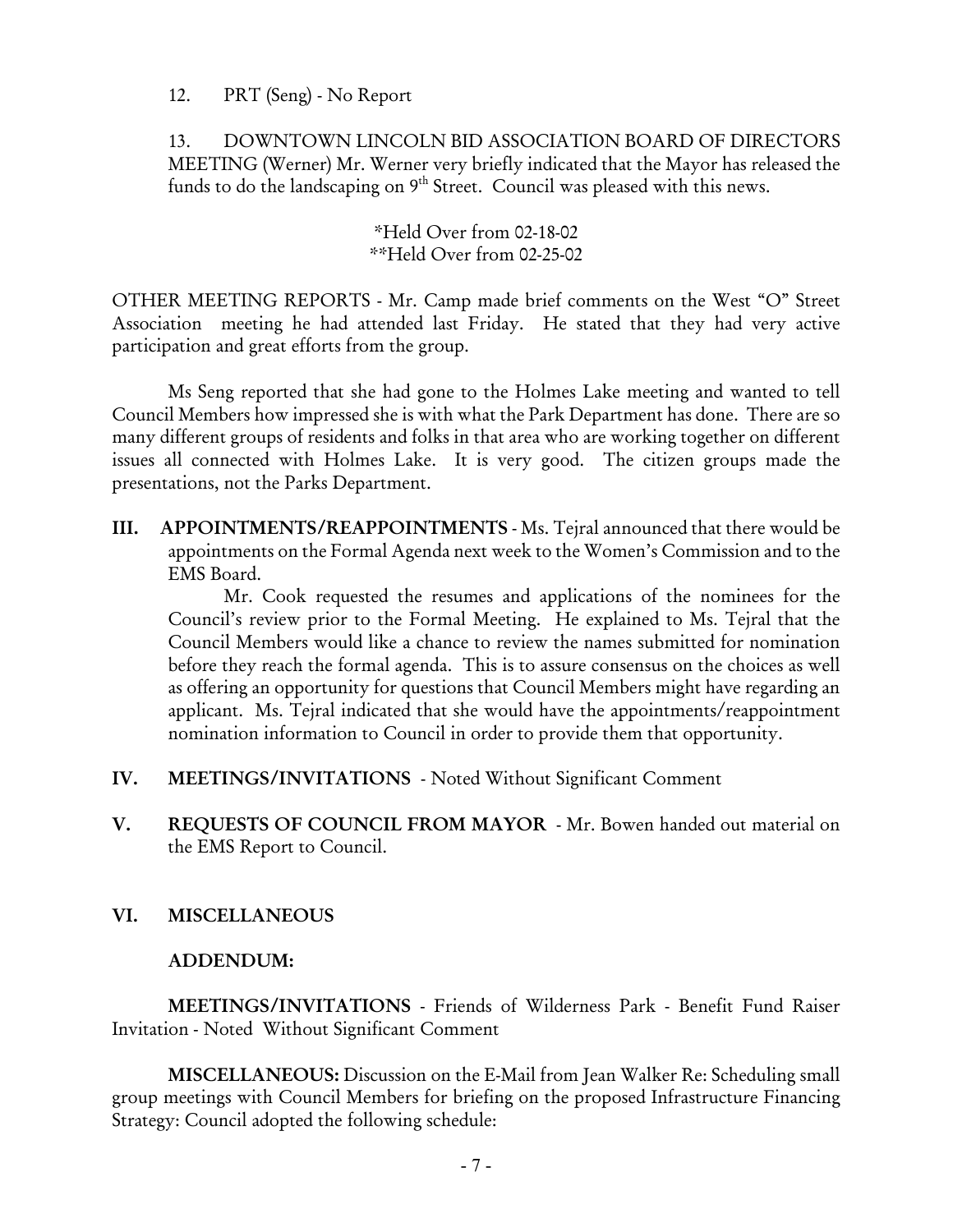12. PRT (Seng) - No Report

13. DOWNTOWN LINCOLN BID ASSOCIATION BOARD OF DIRECTORS MEETING (Werner) Mr. Werner very briefly indicated that the Mayor has released the funds to do the landscaping on 9th Street. Council was pleased with this news.

*Held Over from 02-18-02
**Held Over from 02-25-02

OTHER MEETING REPORTS - Mr. Camp made brief comments on the West "O" Street Association meeting he had attended last Friday. He stated that they had very active participation and great efforts from the group.

Ms Seng reported that she had gone to the Holmes Lake meeting and wanted to tell Council Members how impressed she is with what the Park Department has done. There are so many different groups of residents and folks in that area who are working together on different issues all connected with Holmes Lake. It is very good. The citizen groups made the presentations, not the Parks Department.

**III. APPOINTMENTS/REAPPOINTMENTS** - Ms. Tejral announced that there would be appointments on the Formal Agenda next week to the Women's Commission and to the EMS Board.

Mr. Cook requested the resumes and applications of the nominees for the Council's review prior to the Formal Meeting. He explained to Ms. Tejral that the Council Members would like a chance to review the names submitted for nomination before they reach the formal agenda. This is to assure consensus on the choices as well as offering an opportunity for questions that Council Members might have regarding an applicant. Ms. Tejral indicated that she would have the appointments/reappointment nomination information to Council in order to provide them that opportunity.

**IV. MEETINGS/INVITATIONS** - Noted Without Significant Comment

**V. REQUESTS OF COUNCIL FROM MAYOR** - Mr. Bowen handed out material on the EMS Report to Council.

**VI. MISCELLANEOUS**

**ADDENDUM:**

**MEETINGS/INVITATIONS** - Friends of Wilderness Park - Benefit Fund Raiser Invitation - Noted Without Significant Comment

**MISCELLANEOUS:** Discussion on the E-Mail from Jean Walker Re: Scheduling small group meetings with Council Members for briefing on the proposed Infrastructure Financing Strategy: Council adopted the following schedule: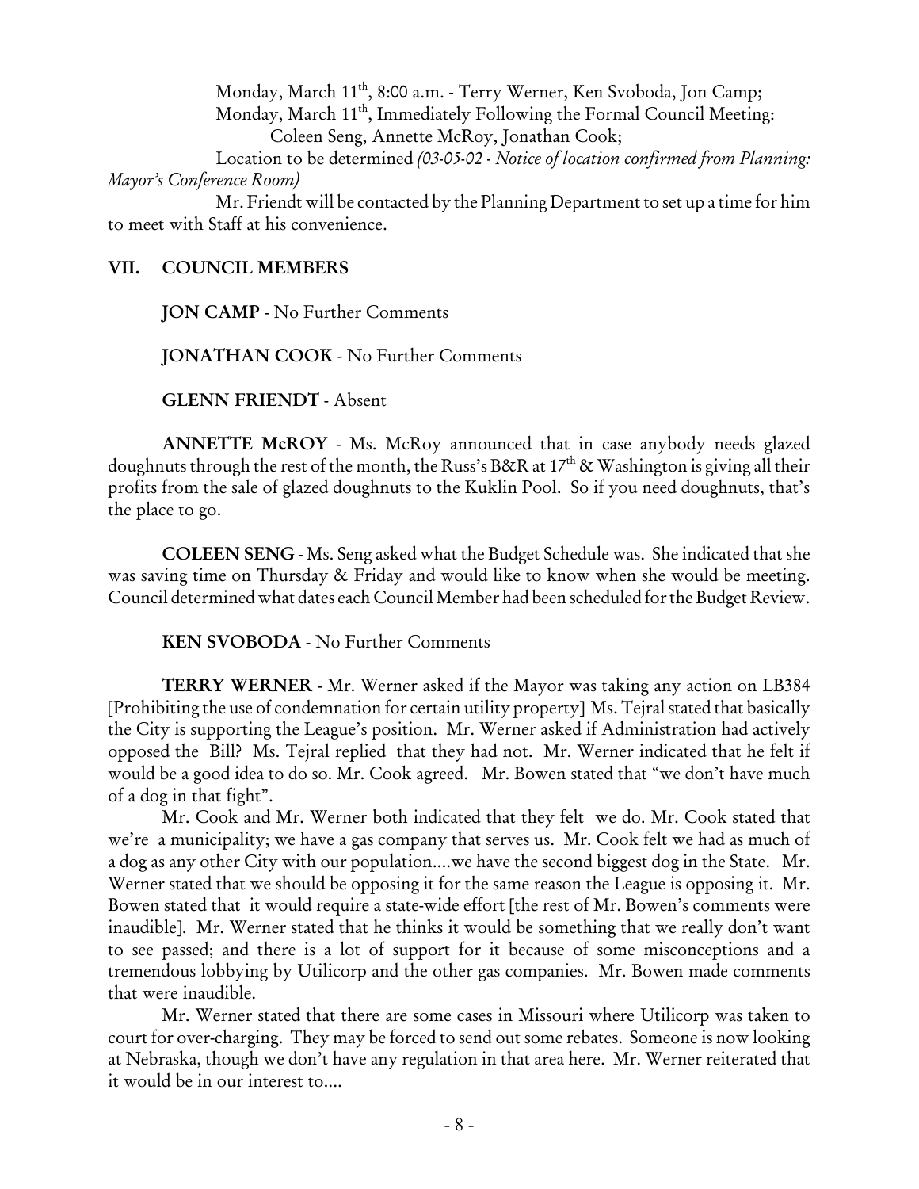Monday, March 11th, 8:00 a.m. - Terry Werner, Ken Svoboda, Jon Camp;
Monday, March 11th, Immediately Following the Formal Council Meeting:
Coleen Seng, Annette McRoy, Jonathan Cook;
Location to be determined *(03-05-02 - Notice of location confirmed from Planning: Mayor's Conference Room)*

Mr. Friendt will be contacted by the Planning Department to set up a time for him to meet with Staff at his convenience.

## VII. COUNCIL MEMBERS

**JON CAMP** - No Further Comments

**JONATHAN COOK** - No Further Comments

**GLENN FRIENDT** - Absent

**ANNETTE McROY** - Ms. McRoy announced that in case anybody needs glazed doughnuts through the rest of the month, the Russ's B&R at 17th & Washington is giving all their profits from the sale of glazed doughnuts to the Kuklin Pool. So if you need doughnuts, that's the place to go.

**COLEEN SENG** - Ms. Seng asked what the Budget Schedule was. She indicated that she was saving time on Thursday & Friday and would like to know when she would be meeting. Council determined what dates each Council Member had been scheduled for the Budget Review.

**KEN SVOBODA** - No Further Comments

**TERRY WERNER** - Mr. Werner asked if the Mayor was taking any action on LB384 [Prohibiting the use of condemnation for certain utility property] Ms. Tejral stated that basically the City is supporting the League's position. Mr. Werner asked if Administration had actively opposed the Bill? Ms. Tejral replied that they had not. Mr. Werner indicated that he felt if would be a good idea to do so. Mr. Cook agreed. Mr. Bowen stated that "we don't have much of a dog in that fight".

Mr. Cook and Mr. Werner both indicated that they felt we do. Mr. Cook stated that we're a municipality; we have a gas company that serves us. Mr. Cook felt we had as much of a dog as any other City with our population....we have the second biggest dog in the State. Mr. Werner stated that we should be opposing it for the same reason the League is opposing it. Mr. Bowen stated that it would require a state-wide effort [the rest of Mr. Bowen's comments were inaudible]. Mr. Werner stated that he thinks it would be something that we really don't want to see passed; and there is a lot of support for it because of some misconceptions and a tremendous lobbying by Utilicorp and the other gas companies. Mr. Bowen made comments that were inaudible.

Mr. Werner stated that there are some cases in Missouri where Utilicorp was taken to court for over-charging. They may be forced to send out some rebates. Someone is now looking at Nebraska, though we don't have any regulation in that area here. Mr. Werner reiterated that it would be in our interest to....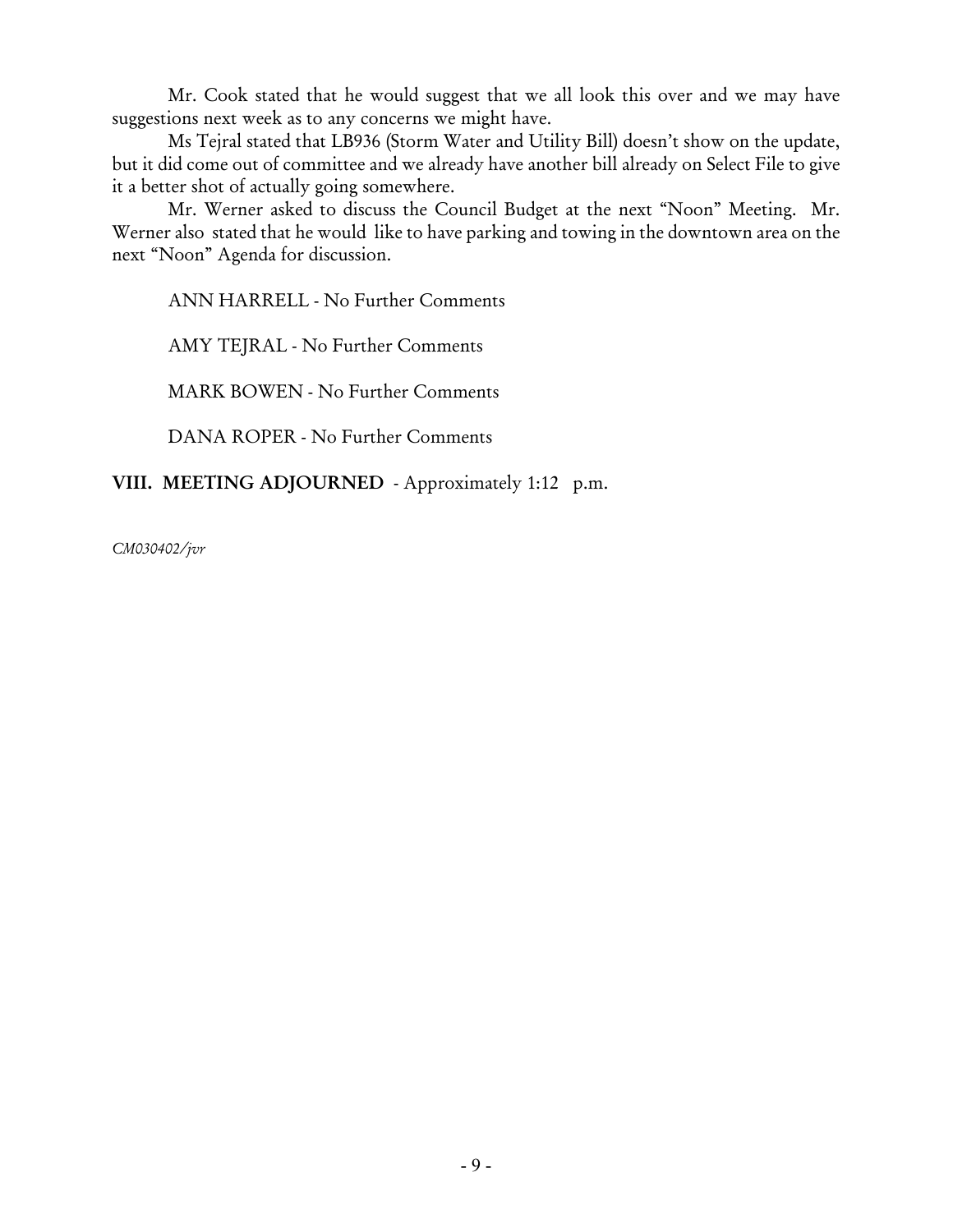Mr. Cook stated that he would suggest that we all look this over and we may have suggestions next week as to any concerns we might have.

Ms Tejral stated that LB936 (Storm Water and Utility Bill) doesn't show on the update, but it did come out of committee and we already have another bill already on Select File to give it a better shot of actually going somewhere.

Mr. Werner asked to discuss the Council Budget at the next "Noon" Meeting. Mr. Werner also stated that he would like to have parking and towing in the downtown area on the next "Noon" Agenda for discussion.

ANN HARRELL - No Further Comments

AMY TEJRAL - No Further Comments

MARK BOWEN - No Further Comments

DANA ROPER - No Further Comments

**VIII. MEETING ADJOURNED** - Approximately 1:12 p.m.

*CM030402/jvr*